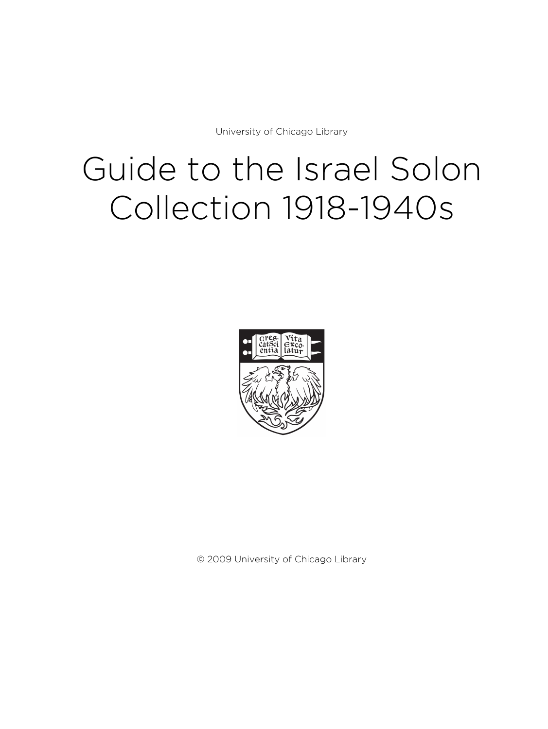University of Chicago Library

# Guide to the Israel Solon Collection 1918-1940s

© 2009 University of Chicago Library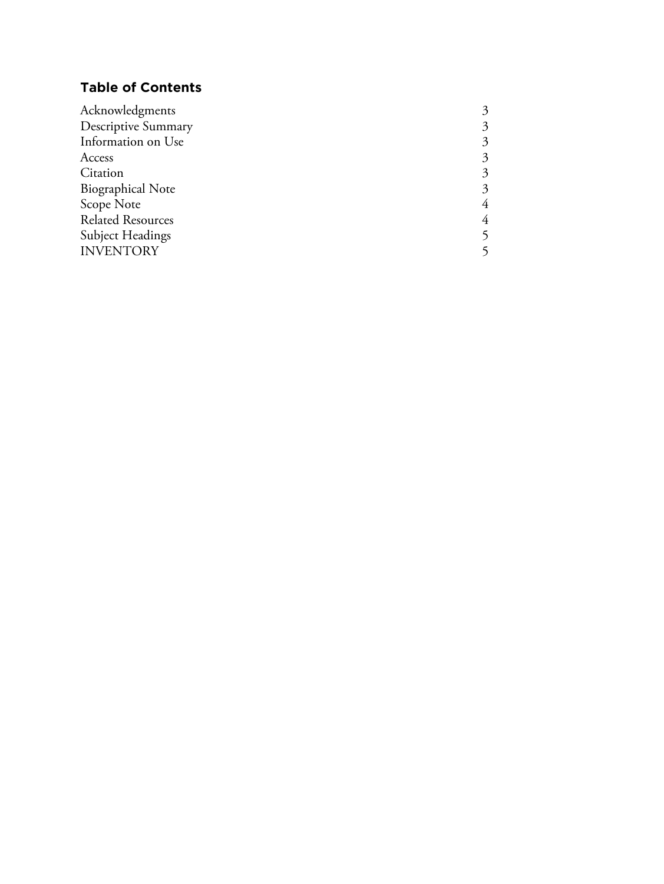## Table of Contents

| | |
|---|---|
| Acknowledgments | 3 |
| Descriptive Summary | 3 |
| Information on Use | 3 |
| Access | 3 |
| Citation | 3 |
| Biographical Note | 3 |
| Scope Note | 4 |
| Related Resources | 4 |
| Subject Headings | 5 |
| INVENTORY | 5 |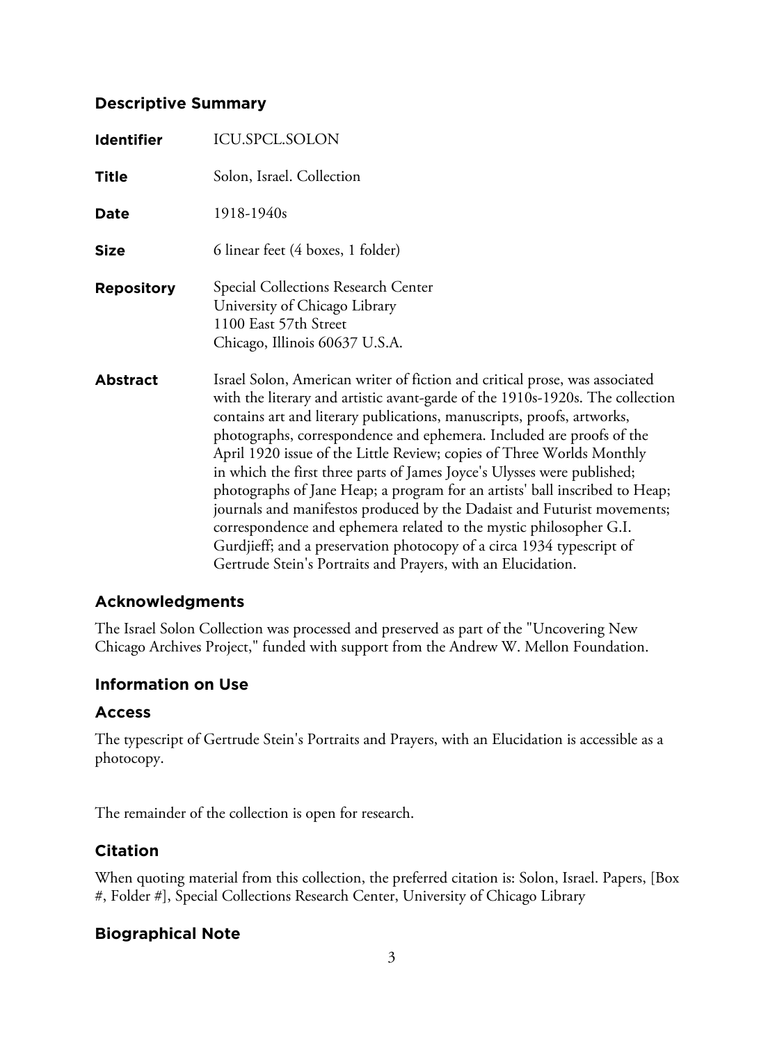## Descriptive Summary

| | |
|---|---|
| **Identifier** | ICU.SPCL.SOLON |
| **Title** | Solon, Israel. Collection |
| **Date** | 1918-1940s |
| **Size** | 6 linear feet (4 boxes, 1 folder) |
| **Repository** | Special Collections Research Center<br>University of Chicago Library<br>1100 East 57th Street<br>Chicago, Illinois 60637 U.S.A. |
| **Abstract** | Israel Solon, American writer of fiction and critical prose, was associated with the literary and artistic avant-garde of the 1910s-1920s. The collection contains art and literary publications, manuscripts, proofs, artworks, photographs, correspondence and ephemera. Included are proofs of the April 1920 issue of the Little Review; copies of Three Worlds Monthly in which the first three parts of James Joyce's Ulysses were published; photographs of Jane Heap; a program for an artists' ball inscribed to Heap; journals and manifestos produced by the Dadaist and Futurist movements; correspondence and ephemera related to the mystic philosopher G.I. Gurdjieff; and a preservation photocopy of a circa 1934 typescript of Gertrude Stein's Portraits and Prayers, with an Elucidation. |

## Acknowledgments

The Israel Solon Collection was processed and preserved as part of the "Uncovering New Chicago Archives Project," funded with support from the Andrew W. Mellon Foundation.

## Information on Use

### Access

The typescript of Gertrude Stein's Portraits and Prayers, with an Elucidation is accessible as a photocopy.

The remainder of the collection is open for research.

## Citation

When quoting material from this collection, the preferred citation is: Solon, Israel. Papers, [Box #, Folder #], Special Collections Research Center, University of Chicago Library

## Biographical Note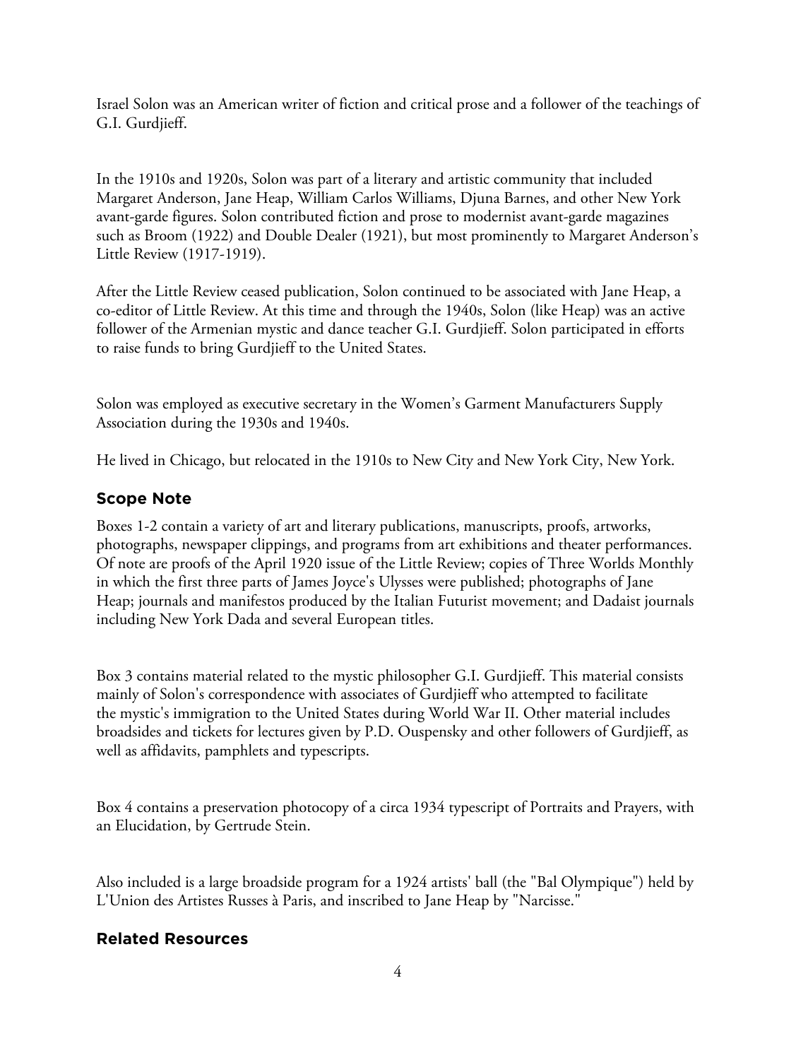Israel Solon was an American writer of fiction and critical prose and a follower of the teachings of G.I. Gurdjieff.

In the 1910s and 1920s, Solon was part of a literary and artistic community that included Margaret Anderson, Jane Heap, William Carlos Williams, Djuna Barnes, and other New York avant-garde figures. Solon contributed fiction and prose to modernist avant-garde magazines such as Broom (1922) and Double Dealer (1921), but most prominently to Margaret Anderson's Little Review (1917-1919).

After the Little Review ceased publication, Solon continued to be associated with Jane Heap, a co-editor of Little Review. At this time and through the 1940s, Solon (like Heap) was an active follower of the Armenian mystic and dance teacher G.I. Gurdjieff. Solon participated in efforts to raise funds to bring Gurdjieff to the United States.

Solon was employed as executive secretary in the Women's Garment Manufacturers Supply Association during the 1930s and 1940s.

He lived in Chicago, but relocated in the 1910s to New City and New York City, New York.

## Scope Note

Boxes 1-2 contain a variety of art and literary publications, manuscripts, proofs, artworks, photographs, newspaper clippings, and programs from art exhibitions and theater performances. Of note are proofs of the April 1920 issue of the Little Review; copies of Three Worlds Monthly in which the first three parts of James Joyce's Ulysses were published; photographs of Jane Heap; journals and manifestos produced by the Italian Futurist movement; and Dadaist journals including New York Dada and several European titles.

Box 3 contains material related to the mystic philosopher G.I. Gurdjieff. This material consists mainly of Solon's correspondence with associates of Gurdjieff who attempted to facilitate the mystic's immigration to the United States during World War II. Other material includes broadsides and tickets for lectures given by P.D. Ouspensky and other followers of Gurdjieff, as well as affidavits, pamphlets and typescripts.

Box 4 contains a preservation photocopy of a circa 1934 typescript of Portraits and Prayers, with an Elucidation, by Gertrude Stein.

Also included is a large broadside program for a 1924 artists' ball (the "Bal Olympique") held by L'Union des Artistes Russes à Paris, and inscribed to Jane Heap by "Narcisse."

## Related Resources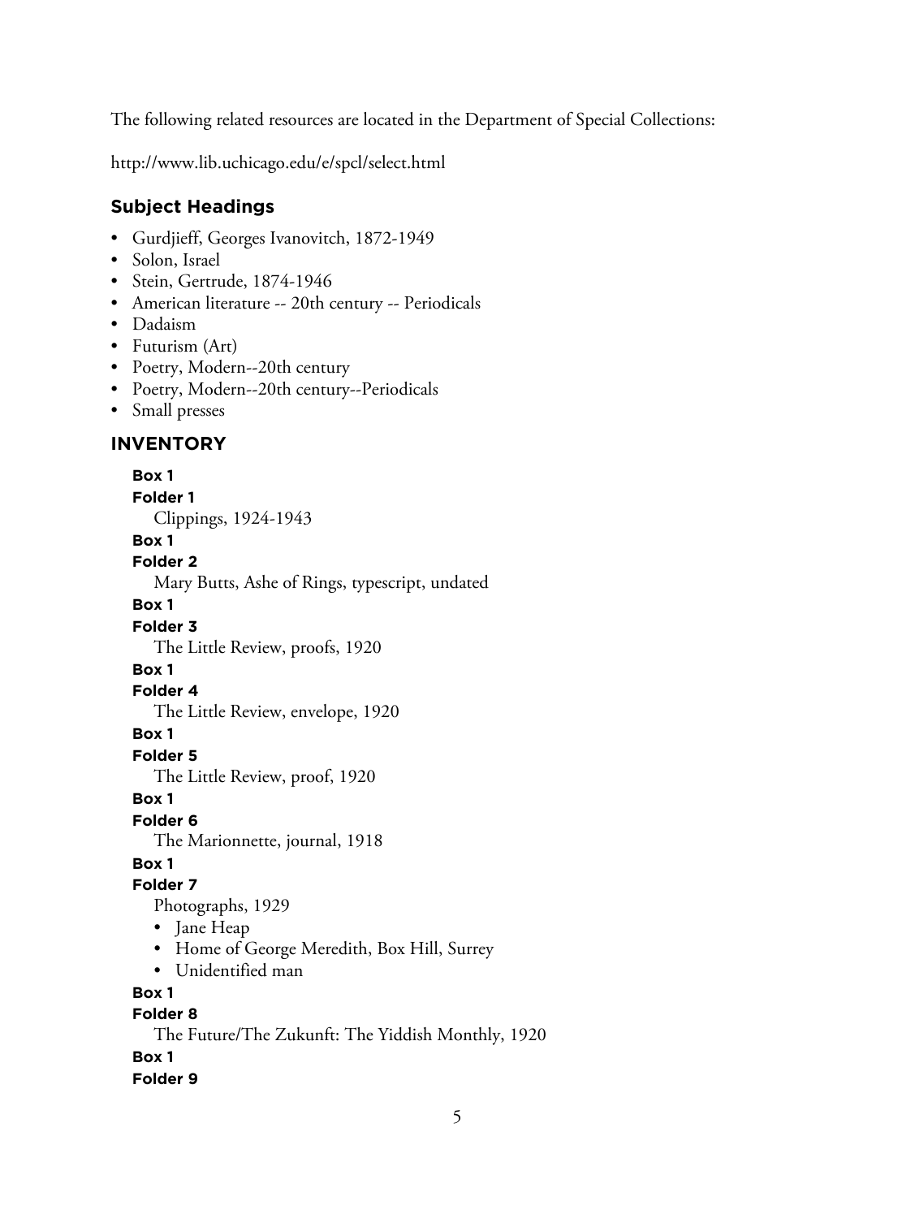The following related resources are located in the Department of Special Collections:

http://www.lib.uchicago.edu/e/spcl/select.html

## Subject Headings

- Gurdjieff, Georges Ivanovitch, 1872-1949
- Solon, Israel
- Stein, Gertrude, 1874-1946
- American literature -- 20th century -- Periodicals
- Dadaism
- Futurism (Art)
- Poetry, Modern--20th century
- Poetry, Modern--20th century--Periodicals
- Small presses

## INVENTORY

**Box 1**
**Folder 1**
Clippings, 1924-1943

**Box 1**
**Folder 2**
Mary Butts, Ashe of Rings, typescript, undated

**Box 1**
**Folder 3**
The Little Review, proofs, 1920

**Box 1**
**Folder 4**
The Little Review, envelope, 1920

**Box 1**
**Folder 5**
The Little Review, proof, 1920

**Box 1**
**Folder 6**
The Marionnette, journal, 1918

**Box 1**
**Folder 7**
Photographs, 1929

- Jane Heap
- Home of George Meredith, Box Hill, Surrey
- Unidentified man

**Box 1**
**Folder 8**
The Future/The Zukunft: The Yiddish Monthly, 1920

**Box 1**
**Folder 9**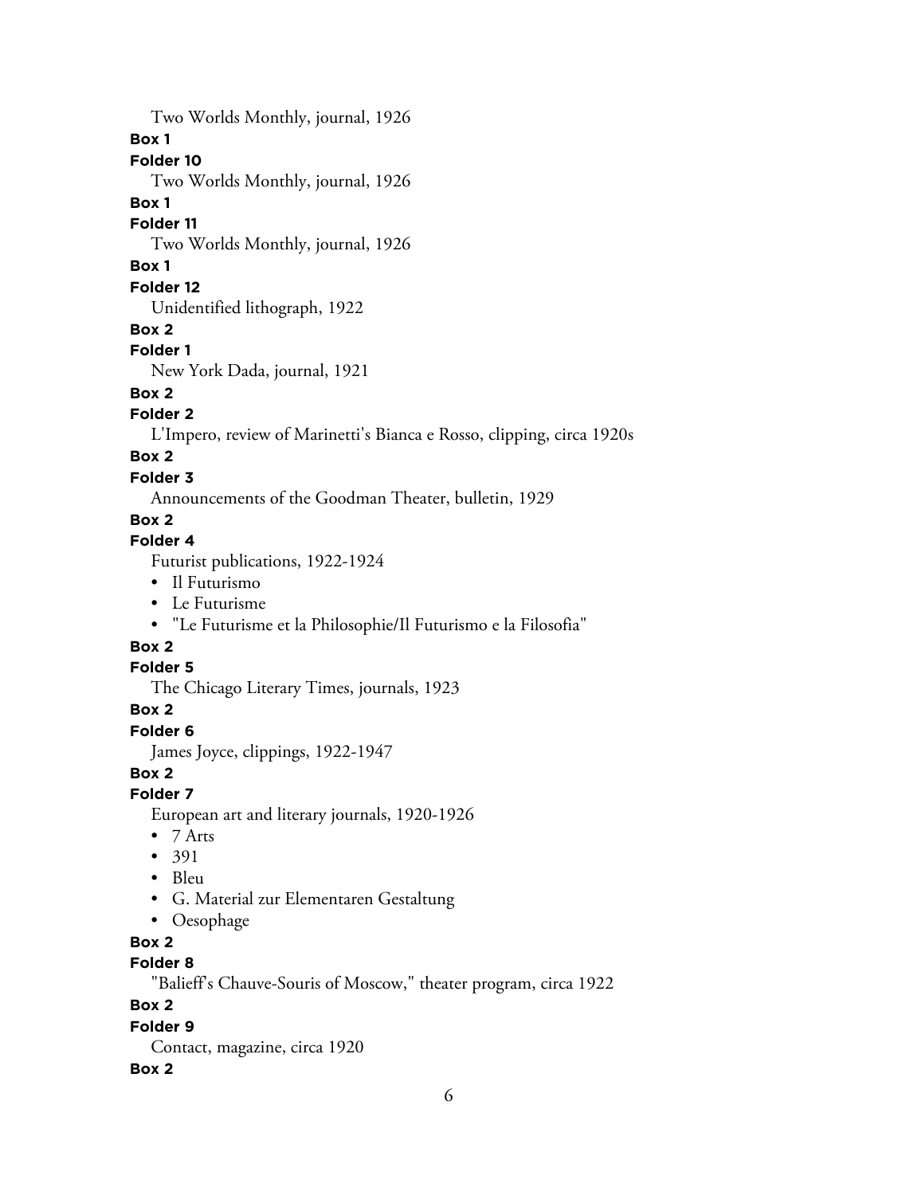Two Worlds Monthly, journal, 1926

**Box 1**

**Folder 10**

Two Worlds Monthly, journal, 1926

**Box 1**

**Folder 11**

Two Worlds Monthly, journal, 1926

**Box 1**

**Folder 12**

Unidentified lithograph, 1922

**Box 2**

**Folder 1**

New York Dada, journal, 1921

**Box 2**

**Folder 2**

L'Impero, review of Marinetti's Bianca e Rosso, clipping, circa 1920s

**Box 2**

**Folder 3**

Announcements of the Goodman Theater, bulletin, 1929

**Box 2**

**Folder 4**

Futurist publications, 1922-1924

- Il Futurismo
- Le Futurisme
- "Le Futurisme et la Philosophie/Il Futurismo e la Filosofia"

**Box 2**

**Folder 5**

The Chicago Literary Times, journals, 1923

**Box 2**

**Folder 6**

James Joyce, clippings, 1922-1947

**Box 2**

**Folder 7**

European art and literary journals, 1920-1926

- 7 Arts
- 391
- Bleu
- G. Material zur Elementaren Gestaltung
- Oesophage

**Box 2**

**Folder 8**

"Balieff's Chauve-Souris of Moscow," theater program, circa 1922

**Box 2**

**Folder 9**

Contact, magazine, circa 1920

**Box 2**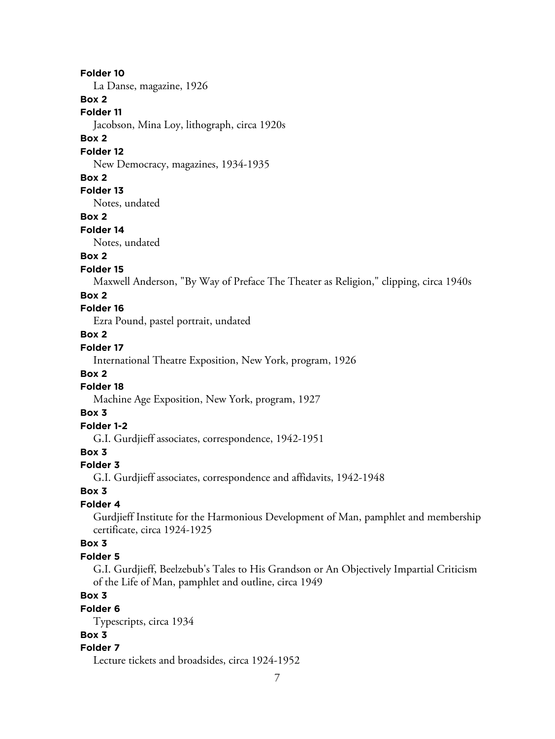**Folder 10**

La Danse, magazine, 1926

**Box 2**

**Folder 11**

Jacobson, Mina Loy, lithograph, circa 1920s

**Box 2**

**Folder 12**

New Democracy, magazines, 1934-1935

**Box 2**

**Folder 13**

Notes, undated

**Box 2**

**Folder 14**

Notes, undated

**Box 2**

**Folder 15**

Maxwell Anderson, "By Way of Preface The Theater as Religion," clipping, circa 1940s

**Box 2**

**Folder 16**

Ezra Pound, pastel portrait, undated

**Box 2**

**Folder 17**

International Theatre Exposition, New York, program, 1926

**Box 2**

**Folder 18**

Machine Age Exposition, New York, program, 1927

**Box 3**

**Folder 1-2**

G.I. Gurdjieff associates, correspondence, 1942-1951

**Box 3**

**Folder 3**

G.I. Gurdjieff associates, correspondence and affidavits, 1942-1948

**Box 3**

**Folder 4**

Gurdjieff Institute for the Harmonious Development of Man, pamphlet and membership certificate, circa 1924-1925

**Box 3**

**Folder 5**

G.I. Gurdjieff, Beelzebub's Tales to His Grandson or An Objectively Impartial Criticism of the Life of Man, pamphlet and outline, circa 1949

**Box 3**

**Folder 6**

Typescripts, circa 1934

**Box 3**

**Folder 7**

Lecture tickets and broadsides, circa 1924-1952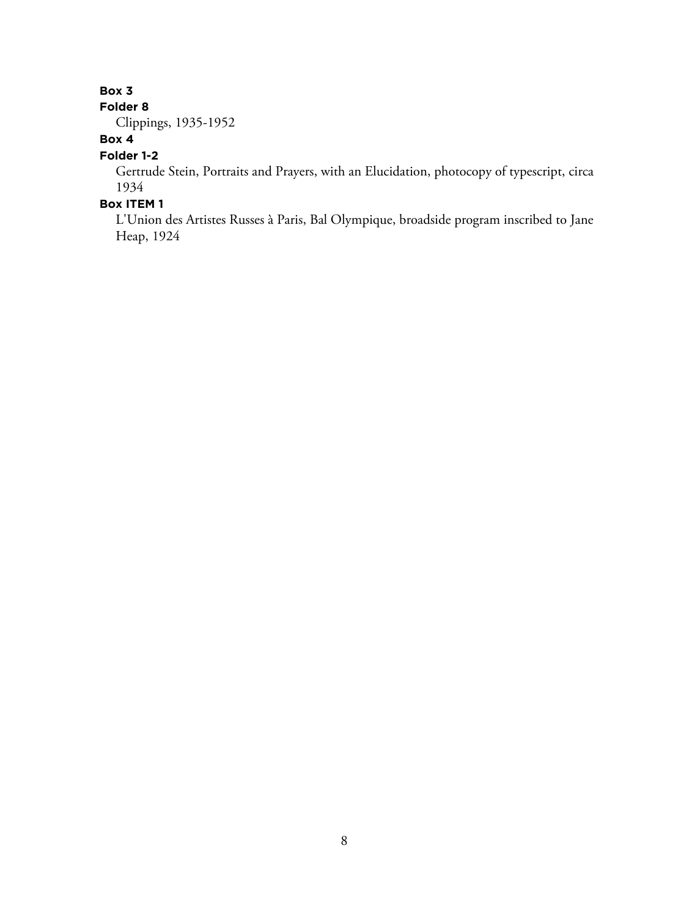**Box 3**

**Folder 8**

Clippings, 1935-1952

**Box 4**

**Folder 1-2**

Gertrude Stein, Portraits and Prayers, with an Elucidation, photocopy of typescript, circa 1934

**Box ITEM 1**

L'Union des Artistes Russes à Paris, Bal Olympique, broadside program inscribed to Jane Heap, 1924